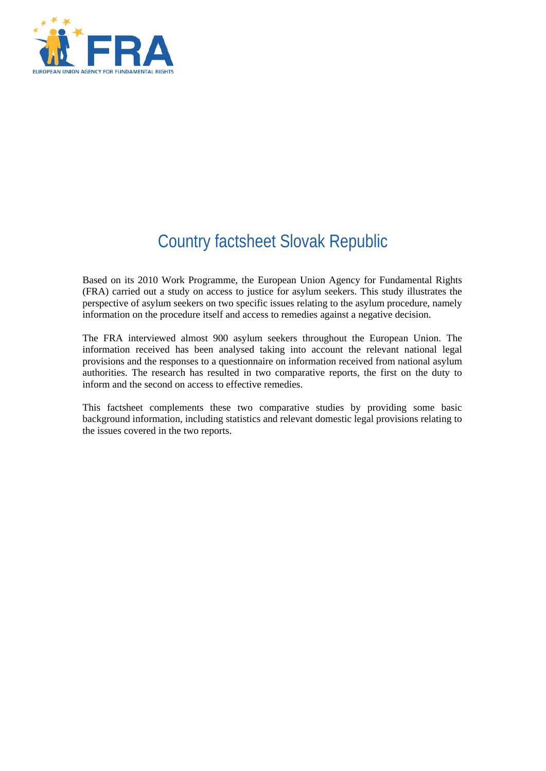# Country factsheet Slovak Republic

Based on its 2010 Work Programme, the European Union Agency for Fundamental Rights (FRA) carried out a study on access to justice for asylum seekers. This study illustrates the perspective of asylum seekers on two specific issues relating to the asylum procedure, namely information on the procedure itself and access to remedies against a negative decision.

The FRA interviewed almost 900 asylum seekers throughout the European Union. The information received has been analysed taking into account the relevant national legal provisions and the responses to a questionnaire on information received from national asylum authorities. The research has resulted in two comparative reports, the first on the duty to inform and the second on access to effective remedies.

This factsheet complements these two comparative studies by providing some basic background information, including statistics and relevant domestic legal provisions relating to the issues covered in the two reports.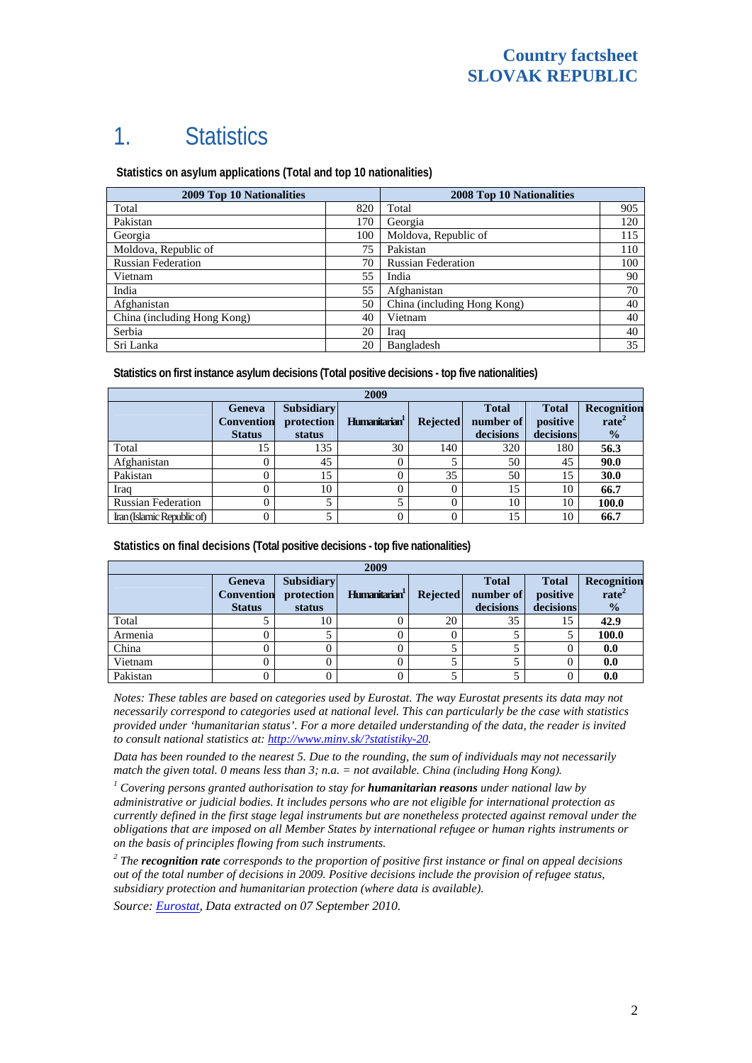# 1. Statistics

**Statistics on asylum applications (Total and top 10 nationalities)**

| 2009 Top 10 Nationalities | | 2008 Top 10 Nationalities | |
|---|---|---|---|
| Total | 820 | Total | 905 |
| Pakistan | 170 | Georgia | 120 |
| Georgia | 100 | Moldova, Republic of | 115 |
| Moldova, Republic of | 75 | Pakistan | 110 |
| Russian Federation | 70 | Russian Federation | 100 |
| Vietnam | 55 | India | 90 |
| India | 55 | Afghanistan | 70 |
| Afghanistan | 50 | China (including Hong Kong) | 40 |
| China (including Hong Kong) | 40 | Vietnam | 40 |
| Serbia | 20 | Iraq | 40 |
| Sri Lanka | 20 | Bangladesh | 35 |

**Statistics on first instance asylum decisions (Total positive decisions - top five nationalities)**

| 2009 | | | | | | | |
|---|---|---|---|---|---|---|---|
| | Geneva Convention Status | Subsidiary protection status | Humanitarian[1] | Rejected | Total number of decisions | Total positive decisions | Recognition rate[2] % |
| Total | 15 | 135 | 30 | 140 | 320 | 180 | **56.3** |
| Afghanistan | 0 | 45 | 0 | 5 | 50 | 45 | **90.0** |
| Pakistan | 0 | 15 | 0 | 35 | 50 | 15 | **30.0** |
| Iraq | 0 | 10 | 0 | 0 | 15 | 10 | **66.7** |
| Russian Federation | 0 | 5 | 5 | 0 | 10 | 10 | **100.0** |
| Iran (Islamic Republic of) | 0 | 5 | 0 | 0 | 15 | 10 | **66.7** |

**Statistics on final decisions (Total positive decisions - top five nationalities)**

| 2009 | | | | | | | |
|---|---|---|---|---|---|---|---|
| | Geneva Convention Status | Subsidiary protection status | Humanitarian[1] | Rejected | Total number of decisions | Total positive decisions | Recognition rate[2] % |
| Total | 5 | 10 | 0 | 20 | 35 | 15 | **42.9** |
| Armenia | 0 | 5 | 0 | 0 | 5 | 5 | **100.0** |
| China | 0 | 0 | 0 | 5 | 5 | 0 | **0.0** |
| Vietnam | 0 | 0 | 0 | 5 | 5 | 0 | **0.0** |
| Pakistan | 0 | 0 | 0 | 5 | 5 | 0 | **0.0** |

*Notes: These tables are based on categories used by Eurostat. The way Eurostat presents its data may not necessarily correspond to categories used at national level. This can particularly be the case with statistics provided under 'humanitarian status'. For a more detailed understanding of the data, the reader is invited to consult national statistics at: [http://www.minv.sk/?statistiky-20](http://www.minv.sk/?statistiky-20).*

*Data has been rounded to the nearest 5. Due to the rounding, the sum of individuals may not necessarily match the given total. 0 means less than 3; n.a. = not available. China (including Hong Kong).*

[1] *Covering persons granted authorisation to stay for **humanitarian reasons** under national law by administrative or judicial bodies. It includes persons who are not eligible for international protection as currently defined in the first stage legal instruments but are nonetheless protected against removal under the obligations that are imposed on all Member States by international refugee or human rights instruments or on the basis of principles flowing from such instruments.*

[2] *The **recognition rate** corresponds to the proportion of positive first instance or final on appeal decisions out of the total number of decisions in 2009. Positive decisions include the provision of refugee status, subsidiary protection and humanitarian protection (where data is available).*

*Source: Eurostat, Data extracted on 07 September 2010.*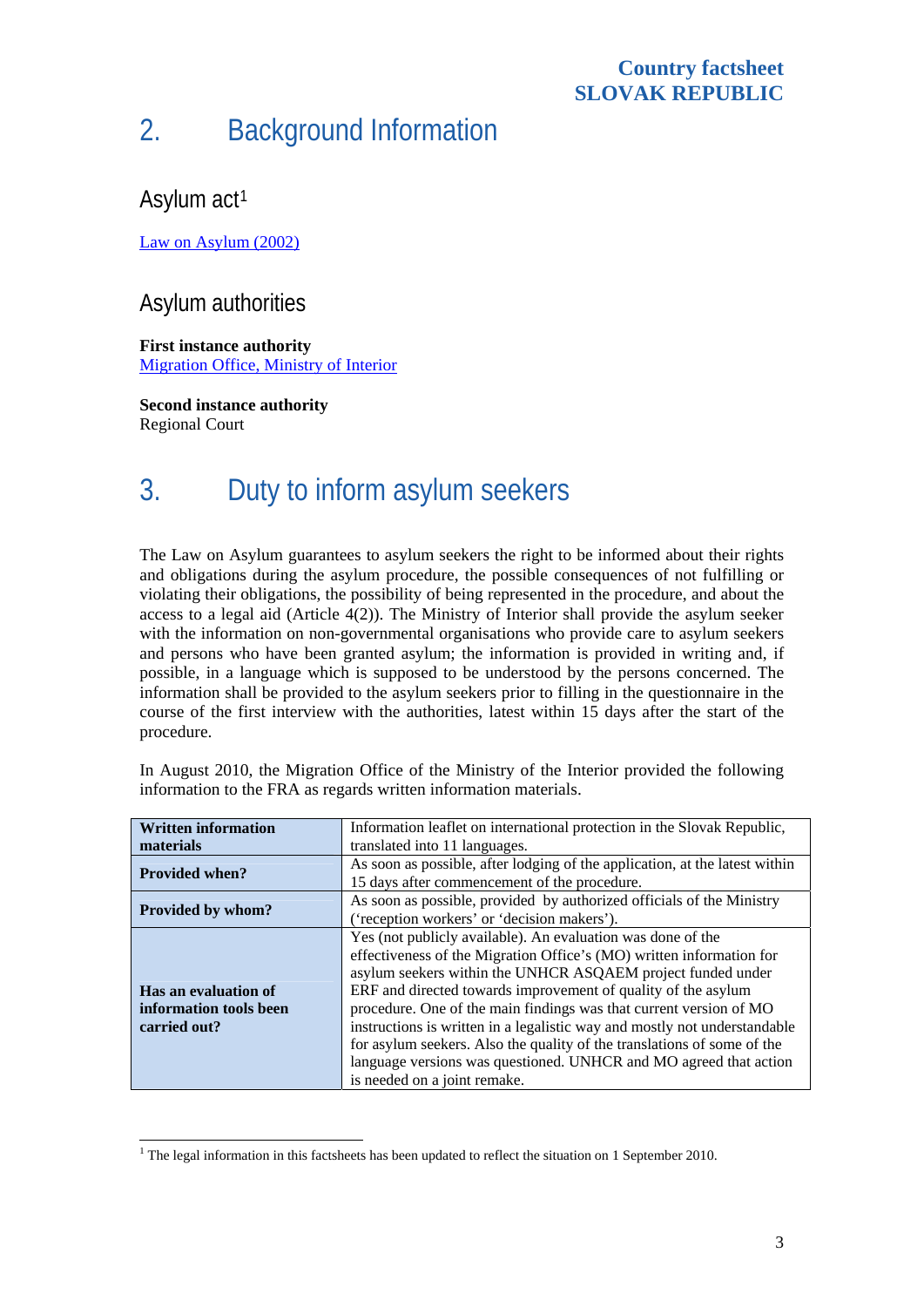## 2. Background Information

### Asylum act[1]

[Law on Asylum (2002)]

### Asylum authorities

**First instance authority**
[Migration Office, Ministry of Interior]

**Second instance authority**
Regional Court

## 3. Duty to inform asylum seekers

The Law on Asylum guarantees to asylum seekers the right to be informed about their rights and obligations during the asylum procedure, the possible consequences of not fulfilling or violating their obligations, the possibility of being represented in the procedure, and about the access to a legal aid (Article 4(2)). The Ministry of Interior shall provide the asylum seeker with the information on non-governmental organisations who provide care to asylum seekers and persons who have been granted asylum; the information is provided in writing and, if possible, in a language which is supposed to be understood by the persons concerned. The information shall be provided to the asylum seekers prior to filling in the questionnaire in the course of the first interview with the authorities, latest within 15 days after the start of the procedure.

In August 2010, the Migration Office of the Ministry of the Interior provided the following information to the FRA as regards written information materials.

| **Written information materials** | Information leaflet on international protection in the Slovak Republic, translated into 11 languages. |
|---|---|
| **Provided when?** | As soon as possible, after lodging of the application, at the latest within 15 days after commencement of the procedure. |
| **Provided by whom?** | As soon as possible, provided by authorized officials of the Ministry ('reception workers' or 'decision makers'). |
| **Has an evaluation of information tools been carried out?** | Yes (not publicly available). An evaluation was done of the effectiveness of the Migration Office's (MO) written information for asylum seekers within the UNHCR ASQAEM project funded under ERF and directed towards improvement of quality of the asylum procedure. One of the main findings was that current version of MO instructions is written in a legalistic way and mostly not understandable for asylum seekers. Also the quality of the translations of some of the language versions was questioned. UNHCR and MO agreed that action is needed on a joint remake. |

[1] The legal information in this factsheets has been updated to reflect the situation on 1 September 2010.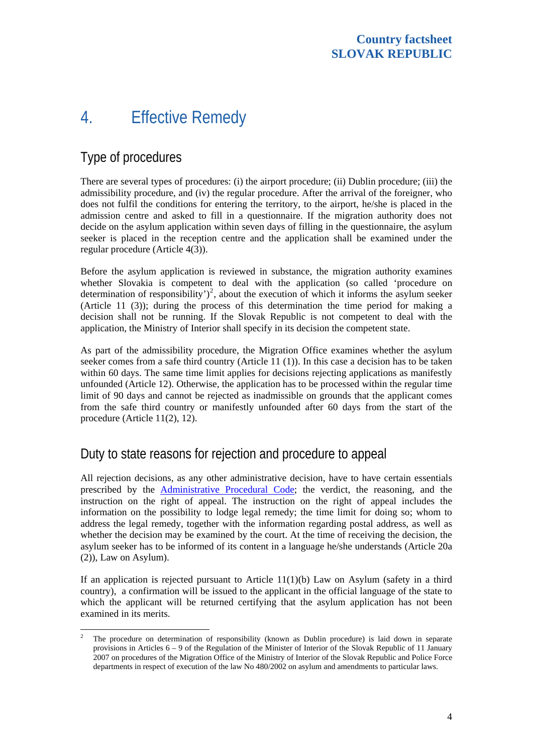# 4. Effective Remedy

## Type of procedures

There are several types of procedures: (i) the airport procedure; (ii) Dublin procedure; (iii) the admissibility procedure, and (iv) the regular procedure. After the arrival of the foreigner, who does not fulfil the conditions for entering the territory, to the airport, he/she is placed in the admission centre and asked to fill in a questionnaire. If the migration authority does not decide on the asylum application within seven days of filling in the questionnaire, the asylum seeker is placed in the reception centre and the application shall be examined under the regular procedure (Article 4(3)).

Before the asylum application is reviewed in substance, the migration authority examines whether Slovakia is competent to deal with the application (so called 'procedure on determination of responsibility')[2], about the execution of which it informs the asylum seeker (Article 11 (3)); during the process of this determination the time period for making a decision shall not be running. If the Slovak Republic is not competent to deal with the application, the Ministry of Interior shall specify in its decision the competent state.

As part of the admissibility procedure, the Migration Office examines whether the asylum seeker comes from a safe third country (Article 11 (1)). In this case a decision has to be taken within 60 days. The same time limit applies for decisions rejecting applications as manifestly unfounded (Article 12). Otherwise, the application has to be processed within the regular time limit of 90 days and cannot be rejected as inadmissible on grounds that the applicant comes from the safe third country or manifestly unfounded after 60 days from the start of the procedure (Article 11(2), 12).

## Duty to state reasons for rejection and procedure to appeal

All rejection decisions, as any other administrative decision, have to have certain essentials prescribed by the Administrative Procedural Code; the verdict, the reasoning, and the instruction on the right of appeal. The instruction on the right of appeal includes the information on the possibility to lodge legal remedy; the time limit for doing so; whom to address the legal remedy, together with the information regarding postal address, as well as whether the decision may be examined by the court. At the time of receiving the decision, the asylum seeker has to be informed of its content in a language he/she understands (Article 20a (2)), Law on Asylum).

If an application is rejected pursuant to Article 11(1)(b) Law on Asylum (safety in a third country), a confirmation will be issued to the applicant in the official language of the state to which the applicant will be returned certifying that the asylum application has not been examined in its merits.

---

[2] The procedure on determination of responsibility (known as Dublin procedure) is laid down in separate provisions in Articles 6 – 9 of the Regulation of the Minister of Interior of the Slovak Republic of 11 January 2007 on procedures of the Migration Office of the Ministry of Interior of the Slovak Republic and Police Force departments in respect of execution of the law No 480/2002 on asylum and amendments to particular laws.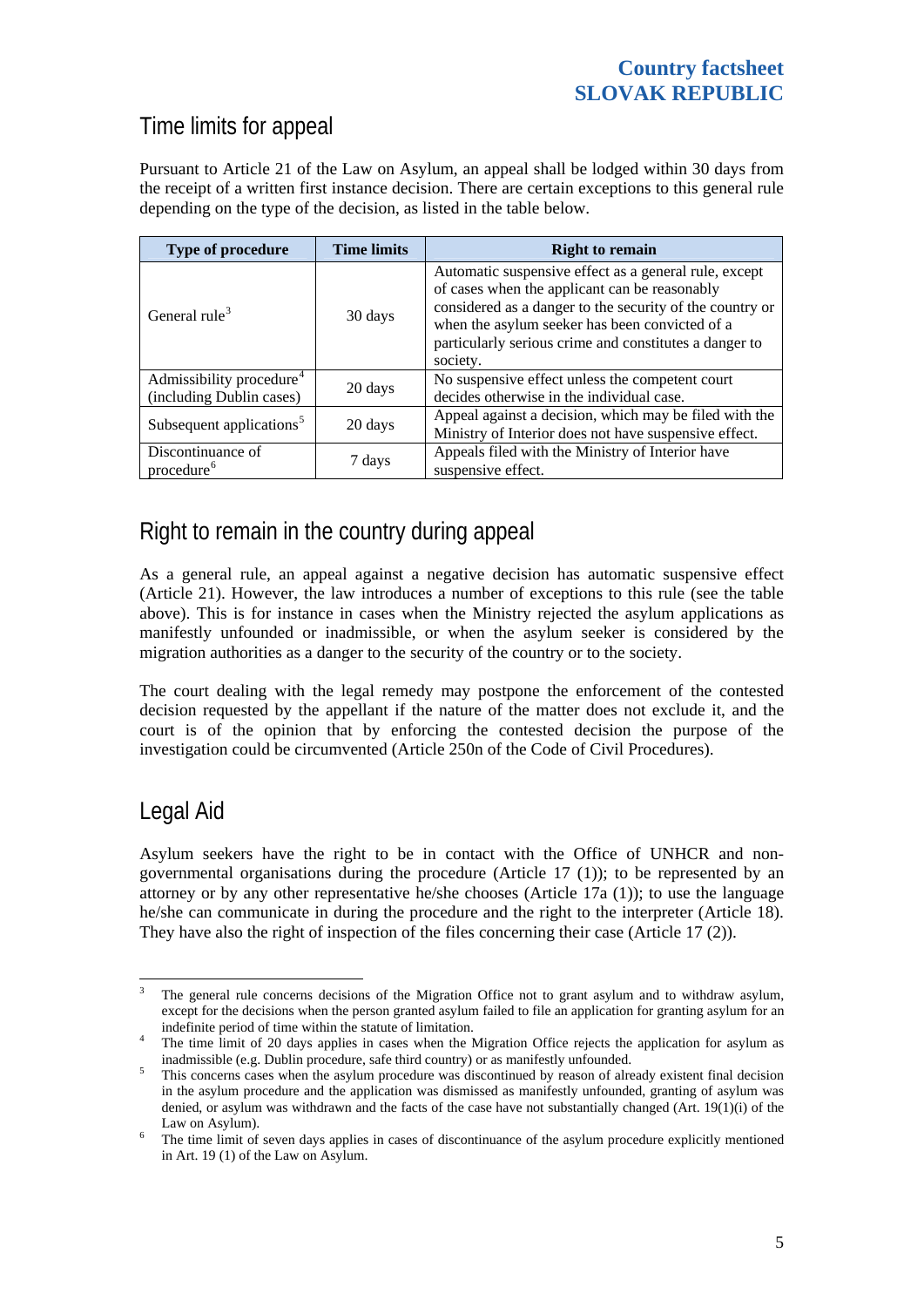## Time limits for appeal

Pursuant to Article 21 of the Law on Asylum, an appeal shall be lodged within 30 days from the receipt of a written first instance decision. There are certain exceptions to this general rule depending on the type of the decision, as listed in the table below.

| Type of procedure | Time limits | Right to remain |
|---|---|---|
| General rule[3] | 30 days | Automatic suspensive effect as a general rule, except of cases when the applicant can be reasonably considered as a danger to the security of the country or when the asylum seeker has been convicted of a particularly serious crime and constitutes a danger to society. |
| Admissibility procedure[4] (including Dublin cases) | 20 days | No suspensive effect unless the competent court decides otherwise in the individual case. |
| Subsequent applications[5] | 20 days | Appeal against a decision, which may be filed with the Ministry of Interior does not have suspensive effect. |
| Discontinuance of procedure[6] | 7 days | Appeals filed with the Ministry of Interior have suspensive effect. |

## Right to remain in the country during appeal

As a general rule, an appeal against a negative decision has automatic suspensive effect (Article 21). However, the law introduces a number of exceptions to this rule (see the table above). This is for instance in cases when the Ministry rejected the asylum applications as manifestly unfounded or inadmissible, or when the asylum seeker is considered by the migration authorities as a danger to the security of the country or to the society.

The court dealing with the legal remedy may postpone the enforcement of the contested decision requested by the appellant if the nature of the matter does not exclude it, and the court is of the opinion that by enforcing the contested decision the purpose of the investigation could be circumvented (Article 250n of the Code of Civil Procedures).

## Legal Aid

Asylum seekers have the right to be in contact with the Office of UNHCR and non-governmental organisations during the procedure (Article 17 (1)); to be represented by an attorney or by any other representative he/she chooses (Article 17a (1)); to use the language he/she can communicate in during the procedure and the right to the interpreter (Article 18). They have also the right of inspection of the files concerning their case (Article 17 (2)).

---

[3] The general rule concerns decisions of the Migration Office not to grant asylum and to withdraw asylum, except for the decisions when the person granted asylum failed to file an application for granting asylum for an indefinite period of time within the statute of limitation.

[4] The time limit of 20 days applies in cases when the Migration Office rejects the application for asylum as inadmissible (e.g. Dublin procedure, safe third country) or as manifestly unfounded.

[5] This concerns cases when the asylum procedure was discontinued by reason of already existent final decision in the asylum procedure and the application was dismissed as manifestly unfounded, granting of asylum was denied, or asylum was withdrawn and the facts of the case have not substantially changed (Art. 19(1)(i) of the Law on Asylum).

[6] The time limit of seven days applies in cases of discontinuance of the asylum procedure explicitly mentioned in Art. 19 (1) of the Law on Asylum.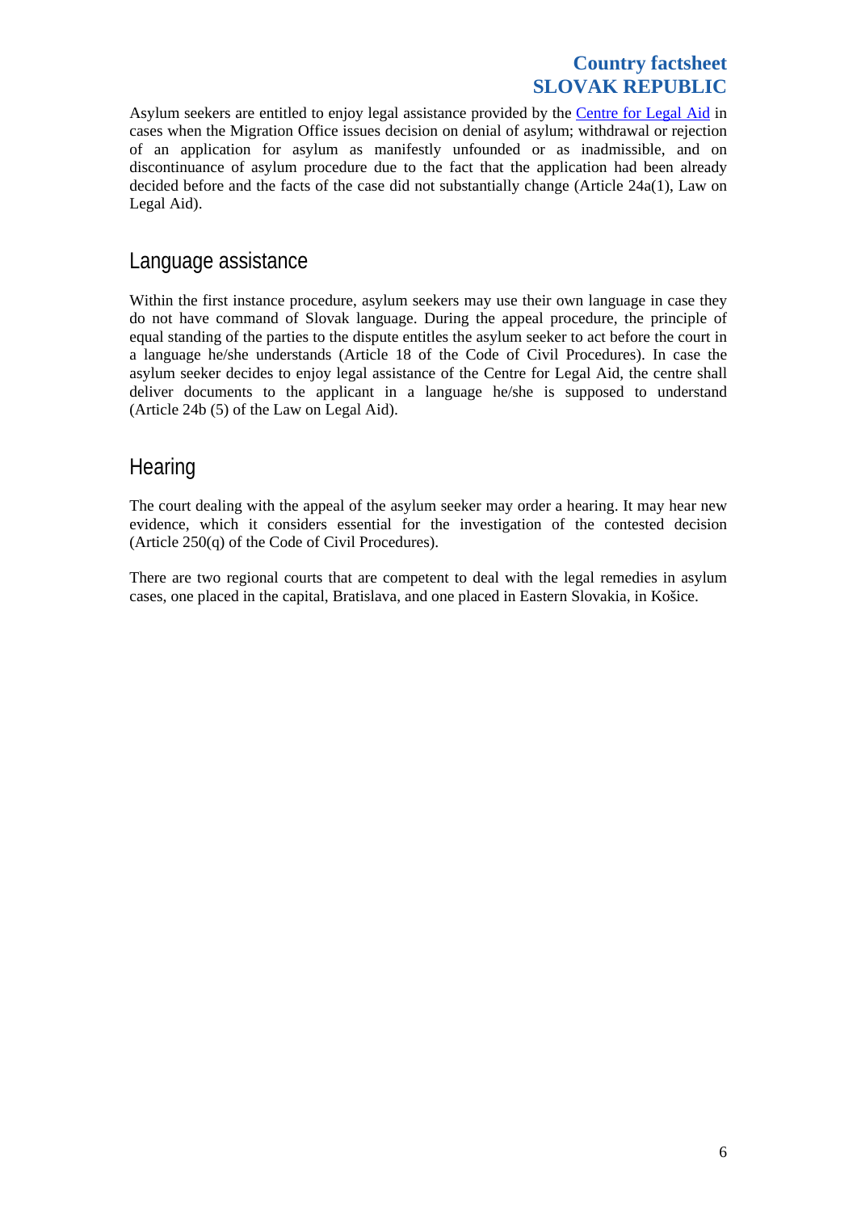Asylum seekers are entitled to enjoy legal assistance provided by the Centre for Legal Aid in cases when the Migration Office issues decision on denial of asylum; withdrawal or rejection of an application for asylum as manifestly unfounded or as inadmissible, and on discontinuance of asylum procedure due to the fact that the application had been already decided before and the facts of the case did not substantially change (Article 24a(1), Law on Legal Aid).

## Language assistance

Within the first instance procedure, asylum seekers may use their own language in case they do not have command of Slovak language. During the appeal procedure, the principle of equal standing of the parties to the dispute entitles the asylum seeker to act before the court in a language he/she understands (Article 18 of the Code of Civil Procedures). In case the asylum seeker decides to enjoy legal assistance of the Centre for Legal Aid, the centre shall deliver documents to the applicant in a language he/she is supposed to understand (Article 24b (5) of the Law on Legal Aid).

## Hearing

The court dealing with the appeal of the asylum seeker may order a hearing. It may hear new evidence, which it considers essential for the investigation of the contested decision (Article 250(q) of the Code of Civil Procedures).

There are two regional courts that are competent to deal with the legal remedies in asylum cases, one placed in the capital, Bratislava, and one placed in Eastern Slovakia, in Košice.